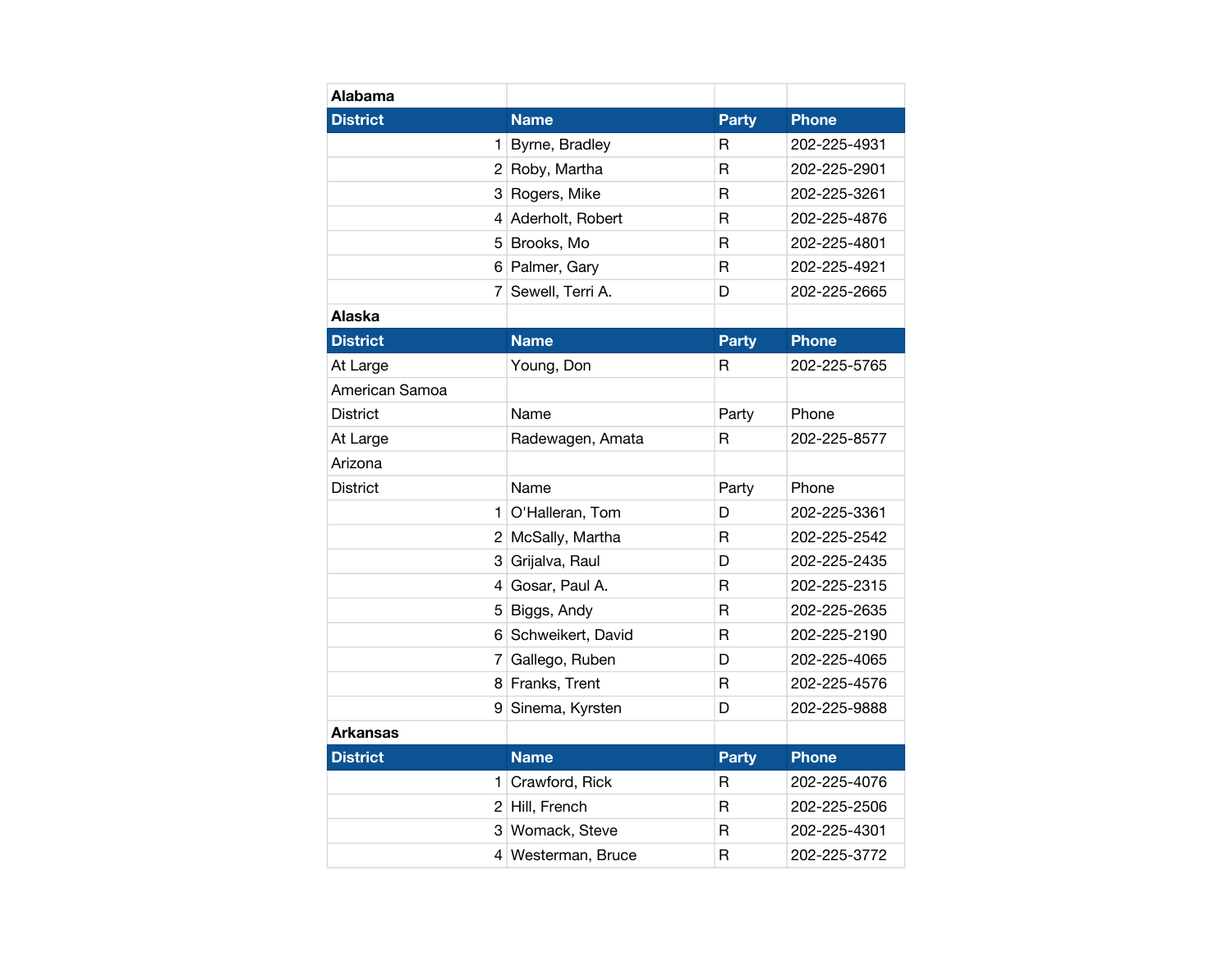| Alabama | | | |
|---|---|---|---|
| **District** | **Name** | **Party** | **Phone** |
| 1 | Byrne, Bradley | R | 202-225-4931 |
| 2 | Roby, Martha | R | 202-225-2901 |
| 3 | Rogers, Mike | R | 202-225-3261 |
| 4 | Aderholt, Robert | R | 202-225-4876 |
| 5 | Brooks, Mo | R | 202-225-4801 |
| 6 | Palmer, Gary | R | 202-225-4921 |
| 7 | Sewell, Terri A. | D | 202-225-2665 |
| **Alaska** | | | |
| **District** | **Name** | **Party** | **Phone** |
| At Large | Young, Don | R | 202-225-5765 |
| American Samoa | | | |
| District | Name | Party | Phone |
| At Large | Radewagen, Amata | R | 202-225-8577 |
| Arizona | | | |
| District | Name | Party | Phone |
| 1 | O'Halleran, Tom | D | 202-225-3361 |
| 2 | McSally, Martha | R | 202-225-2542 |
| 3 | Grijalva, Raul | D | 202-225-2435 |
| 4 | Gosar, Paul A. | R | 202-225-2315 |
| 5 | Biggs, Andy | R | 202-225-2635 |
| 6 | Schweikert, David | R | 202-225-2190 |
| 7 | Gallego, Ruben | D | 202-225-4065 |
| 8 | Franks, Trent | R | 202-225-4576 |
| 9 | Sinema, Kyrsten | D | 202-225-9888 |
| **Arkansas** | | | |
| **District** | **Name** | **Party** | **Phone** |
| 1 | Crawford, Rick | R | 202-225-4076 |
| 2 | Hill, French | R | 202-225-2506 |
| 3 | Womack, Steve | R | 202-225-4301 |
| 4 | Westerman, Bruce | R | 202-225-3772 |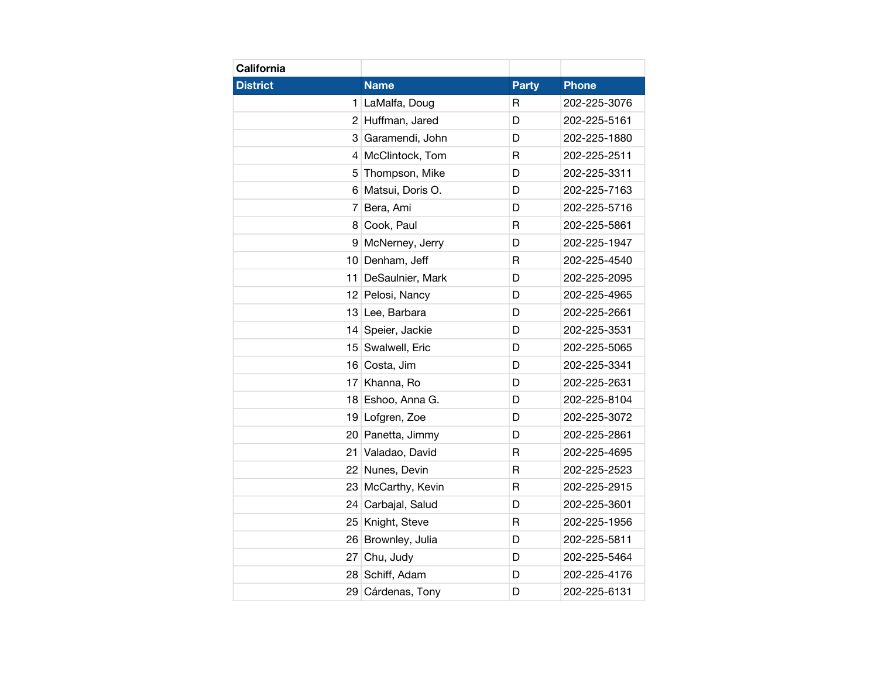| California | | | |
|---|---|---|---|
| **District** | **Name** | **Party** | **Phone** |
| 1 | LaMalfa, Doug | R | 202-225-3076 |
| 2 | Huffman, Jared | D | 202-225-5161 |
| 3 | Garamendi, John | D | 202-225-1880 |
| 4 | McClintock, Tom | R | 202-225-2511 |
| 5 | Thompson, Mike | D | 202-225-3311 |
| 6 | Matsui, Doris O. | D | 202-225-7163 |
| 7 | Bera, Ami | D | 202-225-5716 |
| 8 | Cook, Paul | R | 202-225-5861 |
| 9 | McNerney, Jerry | D | 202-225-1947 |
| 10 | Denham, Jeff | R | 202-225-4540 |
| 11 | DeSaulnier, Mark | D | 202-225-2095 |
| 12 | Pelosi, Nancy | D | 202-225-4965 |
| 13 | Lee, Barbara | D | 202-225-2661 |
| 14 | Speier, Jackie | D | 202-225-3531 |
| 15 | Swalwell, Eric | D | 202-225-5065 |
| 16 | Costa, Jim | D | 202-225-3341 |
| 17 | Khanna, Ro | D | 202-225-2631 |
| 18 | Eshoo, Anna G. | D | 202-225-8104 |
| 19 | Lofgren, Zoe | D | 202-225-3072 |
| 20 | Panetta, Jimmy | D | 202-225-2861 |
| 21 | Valadao, David | R | 202-225-4695 |
| 22 | Nunes, Devin | R | 202-225-2523 |
| 23 | McCarthy, Kevin | R | 202-225-2915 |
| 24 | Carbajal, Salud | D | 202-225-3601 |
| 25 | Knight, Steve | R | 202-225-1956 |
| 26 | Brownley, Julia | D | 202-225-5811 |
| 27 | Chu, Judy | D | 202-225-5464 |
| 28 | Schiff, Adam | D | 202-225-4176 |
| 29 | Cárdenas, Tony | D | 202-225-6131 |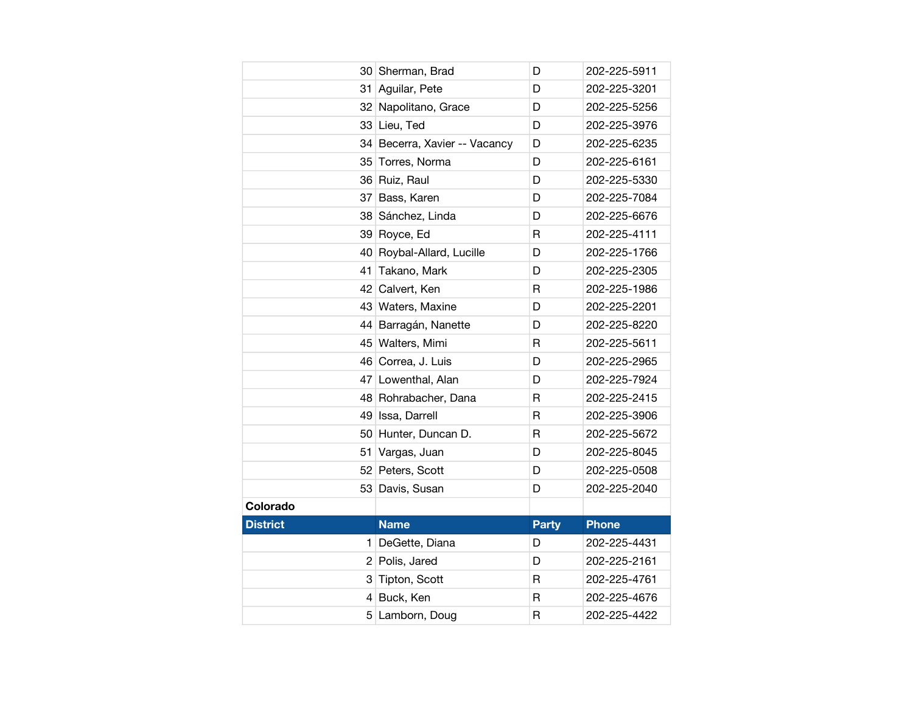| District | Name | Party | Phone |
|---|---|---|---|
| 30 | Sherman, Brad | D | 202-225-5911 |
| 31 | Aguilar, Pete | D | 202-225-3201 |
| 32 | Napolitano, Grace | D | 202-225-5256 |
| 33 | Lieu, Ted | D | 202-225-3976 |
| 34 | Becerra, Xavier -- Vacancy | D | 202-225-6235 |
| 35 | Torres, Norma | D | 202-225-6161 |
| 36 | Ruiz, Raul | D | 202-225-5330 |
| 37 | Bass, Karen | D | 202-225-7084 |
| 38 | Sánchez, Linda | D | 202-225-6676 |
| 39 | Royce, Ed | R | 202-225-4111 |
| 40 | Roybal-Allard, Lucille | D | 202-225-1766 |
| 41 | Takano, Mark | D | 202-225-2305 |
| 42 | Calvert, Ken | R | 202-225-1986 |
| 43 | Waters, Maxine | D | 202-225-2201 |
| 44 | Barragán, Nanette | D | 202-225-8220 |
| 45 | Walters, Mimi | R | 202-225-5611 |
| 46 | Correa, J. Luis | D | 202-225-2965 |
| 47 | Lowenthal, Alan | D | 202-225-7924 |
| 48 | Rohrabacher, Dana | R | 202-225-2415 |
| 49 | Issa, Darrell | R | 202-225-3906 |
| 50 | Hunter, Duncan D. | R | 202-225-5672 |
| 51 | Vargas, Juan | D | 202-225-8045 |
| 52 | Peters, Scott | D | 202-225-0508 |
| 53 | Davis, Susan | D | 202-225-2040 |

**Colorado**

| District | Name | Party | Phone |
|---|---|---|---|
| 1 | DeGette, Diana | D | 202-225-4431 |
| 2 | Polis, Jared | D | 202-225-2161 |
| 3 | Tipton, Scott | R | 202-225-4761 |
| 4 | Buck, Ken | R | 202-225-4676 |
| 5 | Lamborn, Doug | R | 202-225-4422 |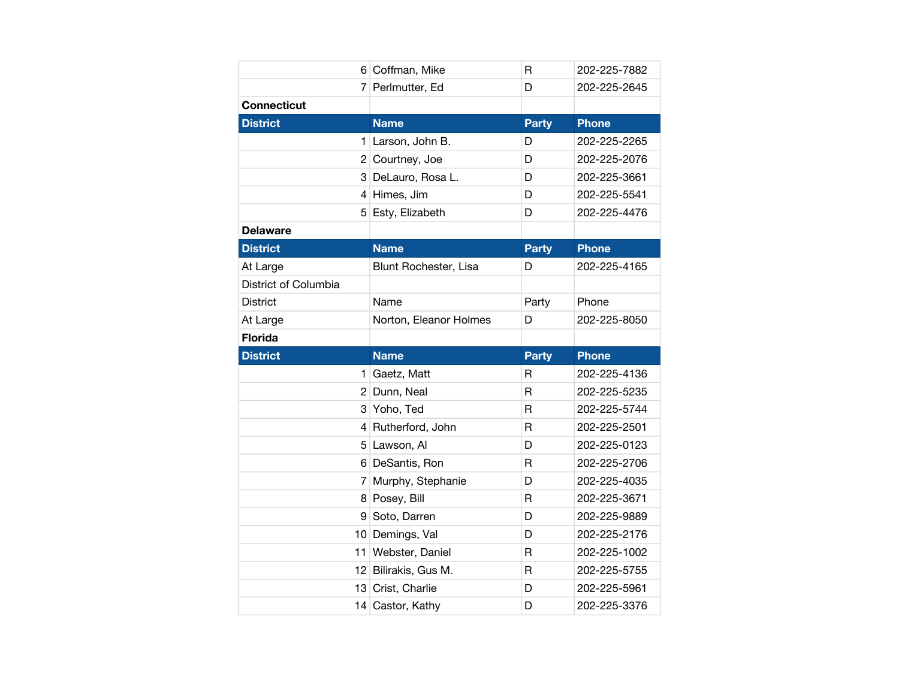| District | Name | Party | Phone |
|---|---|---|---|
| 6 | Coffman, Mike | R | 202-225-7882 |
| 7 | Perlmutter, Ed | D | 202-225-2645 |

**Connecticut**

| District | Name | Party | Phone |
|---|---|---|---|
| 1 | Larson, John B. | D | 202-225-2265 |
| 2 | Courtney, Joe | D | 202-225-2076 |
| 3 | DeLauro, Rosa L. | D | 202-225-3661 |
| 4 | Himes, Jim | D | 202-225-5541 |
| 5 | Esty, Elizabeth | D | 202-225-4476 |

**Delaware**

| District | Name | Party | Phone |
|---|---|---|---|
| At Large | Blunt Rochester, Lisa | D | 202-225-4165 |

District of Columbia

| District | Name | Party | Phone |
|---|---|---|---|
| At Large | Norton, Eleanor Holmes | D | 202-225-8050 |

**Florida**

| District | Name | Party | Phone |
|---|---|---|---|
| 1 | Gaetz, Matt | R | 202-225-4136 |
| 2 | Dunn, Neal | R | 202-225-5235 |
| 3 | Yoho, Ted | R | 202-225-5744 |
| 4 | Rutherford, John | R | 202-225-2501 |
| 5 | Lawson, Al | D | 202-225-0123 |
| 6 | DeSantis, Ron | R | 202-225-2706 |
| 7 | Murphy, Stephanie | D | 202-225-4035 |
| 8 | Posey, Bill | R | 202-225-3671 |
| 9 | Soto, Darren | D | 202-225-9889 |
| 10 | Demings, Val | D | 202-225-2176 |
| 11 | Webster, Daniel | R | 202-225-1002 |
| 12 | Bilirakis, Gus M. | R | 202-225-5755 |
| 13 | Crist, Charlie | D | 202-225-5961 |
| 14 | Castor, Kathy | D | 202-225-3376 |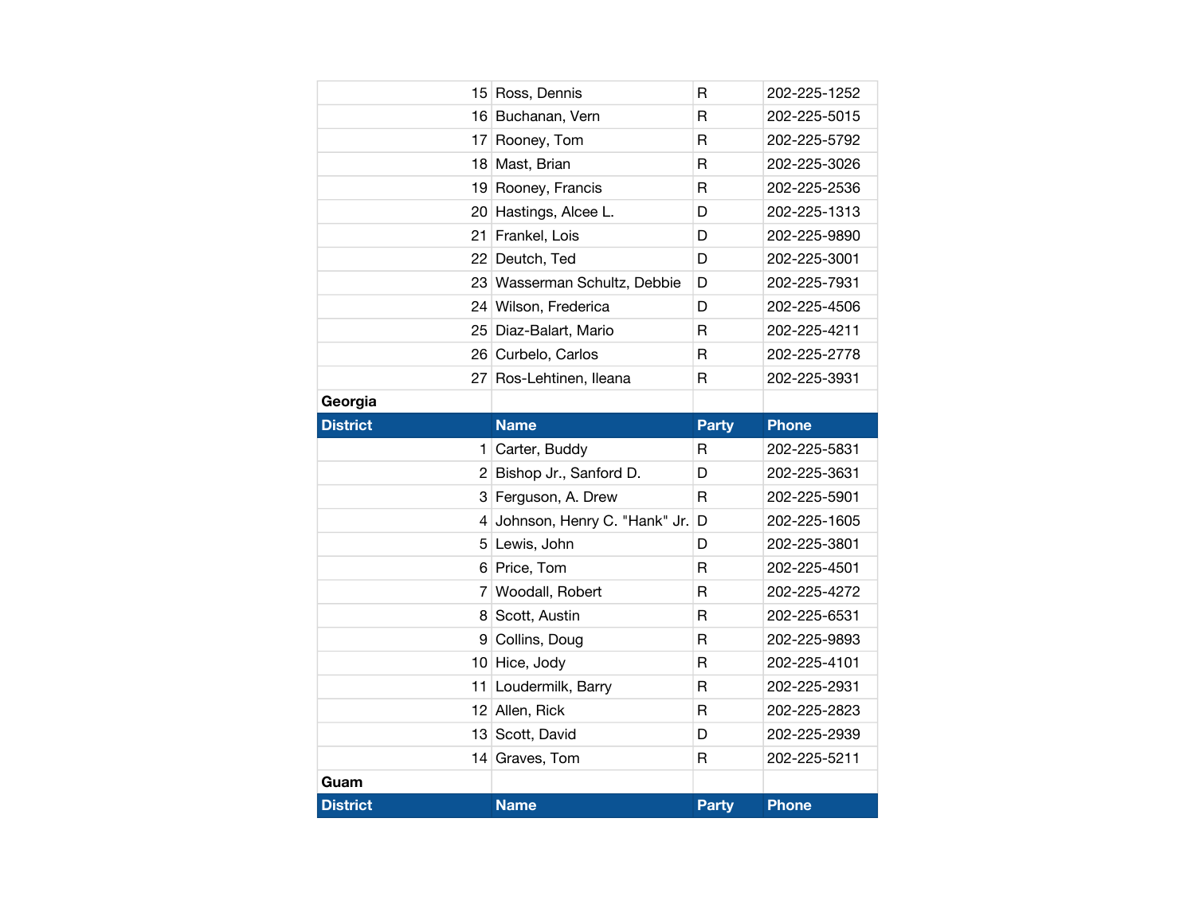| District | Name | Party | Phone |
|---|---|---|---|
| 15 | Ross, Dennis | R | 202-225-1252 |
| 16 | Buchanan, Vern | R | 202-225-5015 |
| 17 | Rooney, Tom | R | 202-225-5792 |
| 18 | Mast, Brian | R | 202-225-3026 |
| 19 | Rooney, Francis | R | 202-225-2536 |
| 20 | Hastings, Alcee L. | D | 202-225-1313 |
| 21 | Frankel, Lois | D | 202-225-9890 |
| 22 | Deutch, Ted | D | 202-225-3001 |
| 23 | Wasserman Schultz, Debbie | D | 202-225-7931 |
| 24 | Wilson, Frederica | D | 202-225-4506 |
| 25 | Diaz-Balart, Mario | R | 202-225-4211 |
| 26 | Curbelo, Carlos | R | 202-225-2778 |
| 27 | Ros-Lehtinen, Ileana | R | 202-225-3931 |

**Georgia**

| District | Name | Party | Phone |
|---|---|---|---|
| 1 | Carter, Buddy | R | 202-225-5831 |
| 2 | Bishop Jr., Sanford D. | D | 202-225-3631 |
| 3 | Ferguson, A. Drew | R | 202-225-5901 |
| 4 | Johnson, Henry C. "Hank" Jr. | D | 202-225-1605 |
| 5 | Lewis, John | D | 202-225-3801 |
| 6 | Price, Tom | R | 202-225-4501 |
| 7 | Woodall, Robert | R | 202-225-4272 |
| 8 | Scott, Austin | R | 202-225-6531 |
| 9 | Collins, Doug | R | 202-225-9893 |
| 10 | Hice, Jody | R | 202-225-4101 |
| 11 | Loudermilk, Barry | R | 202-225-2931 |
| 12 | Allen, Rick | R | 202-225-2823 |
| 13 | Scott, David | D | 202-225-2939 |
| 14 | Graves, Tom | R | 202-225-5211 |

**Guam**

| District | Name | Party | Phone |
|---|---|---|---|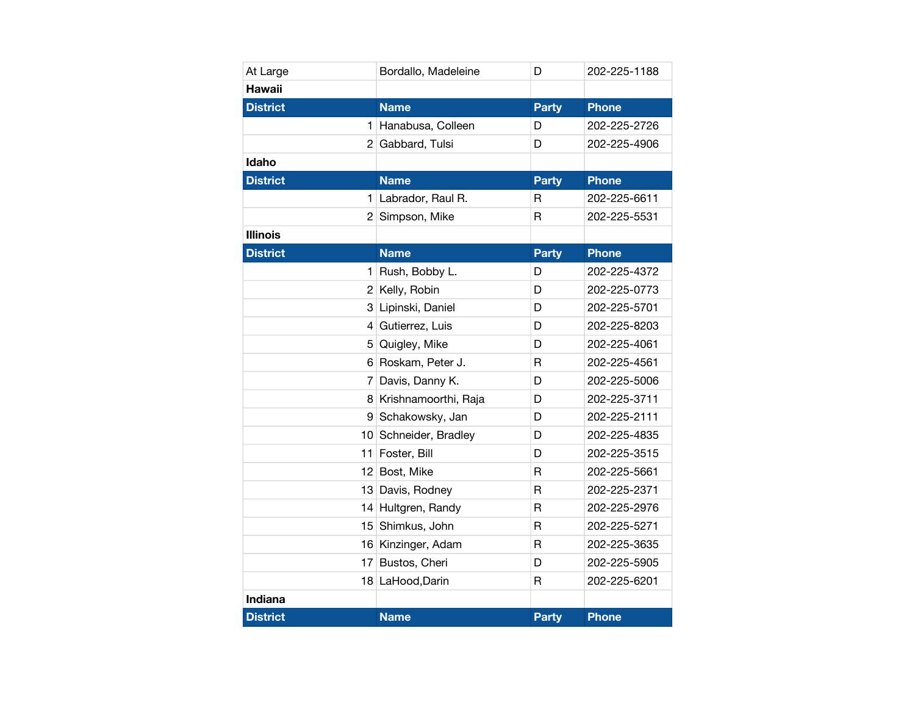| At Large | Bordallo, Madeleine | D | 202-225-1188 |
|---|---|---|---|

**Hawaii**

| District | Name | Party | Phone |
|---|---|---|---|
| 1 | Hanabusa, Colleen | D | 202-225-2726 |
| 2 | Gabbard, Tulsi | D | 202-225-4906 |

**Idaho**

| District | Name | Party | Phone |
|---|---|---|---|
| 1 | Labrador, Raul R. | R | 202-225-6611 |
| 2 | Simpson, Mike | R | 202-225-5531 |

**Illinois**

| District | Name | Party | Phone |
|---|---|---|---|
| 1 | Rush, Bobby L. | D | 202-225-4372 |
| 2 | Kelly, Robin | D | 202-225-0773 |
| 3 | Lipinski, Daniel | D | 202-225-5701 |
| 4 | Gutierrez, Luis | D | 202-225-8203 |
| 5 | Quigley, Mike | D | 202-225-4061 |
| 6 | Roskam, Peter J. | R | 202-225-4561 |
| 7 | Davis, Danny K. | D | 202-225-5006 |
| 8 | Krishnamoorthi, Raja | D | 202-225-3711 |
| 9 | Schakowsky, Jan | D | 202-225-2111 |
| 10 | Schneider, Bradley | D | 202-225-4835 |
| 11 | Foster, Bill | D | 202-225-3515 |
| 12 | Bost, Mike | R | 202-225-5661 |
| 13 | Davis, Rodney | R | 202-225-2371 |
| 14 | Hultgren, Randy | R | 202-225-2976 |
| 15 | Shimkus, John | R | 202-225-5271 |
| 16 | Kinzinger, Adam | R | 202-225-3635 |
| 17 | Bustos, Cheri | D | 202-225-5905 |
| 18 | LaHood,Darin | R | 202-225-6201 |

**Indiana**

| District | Name | Party | Phone |
|---|---|---|---|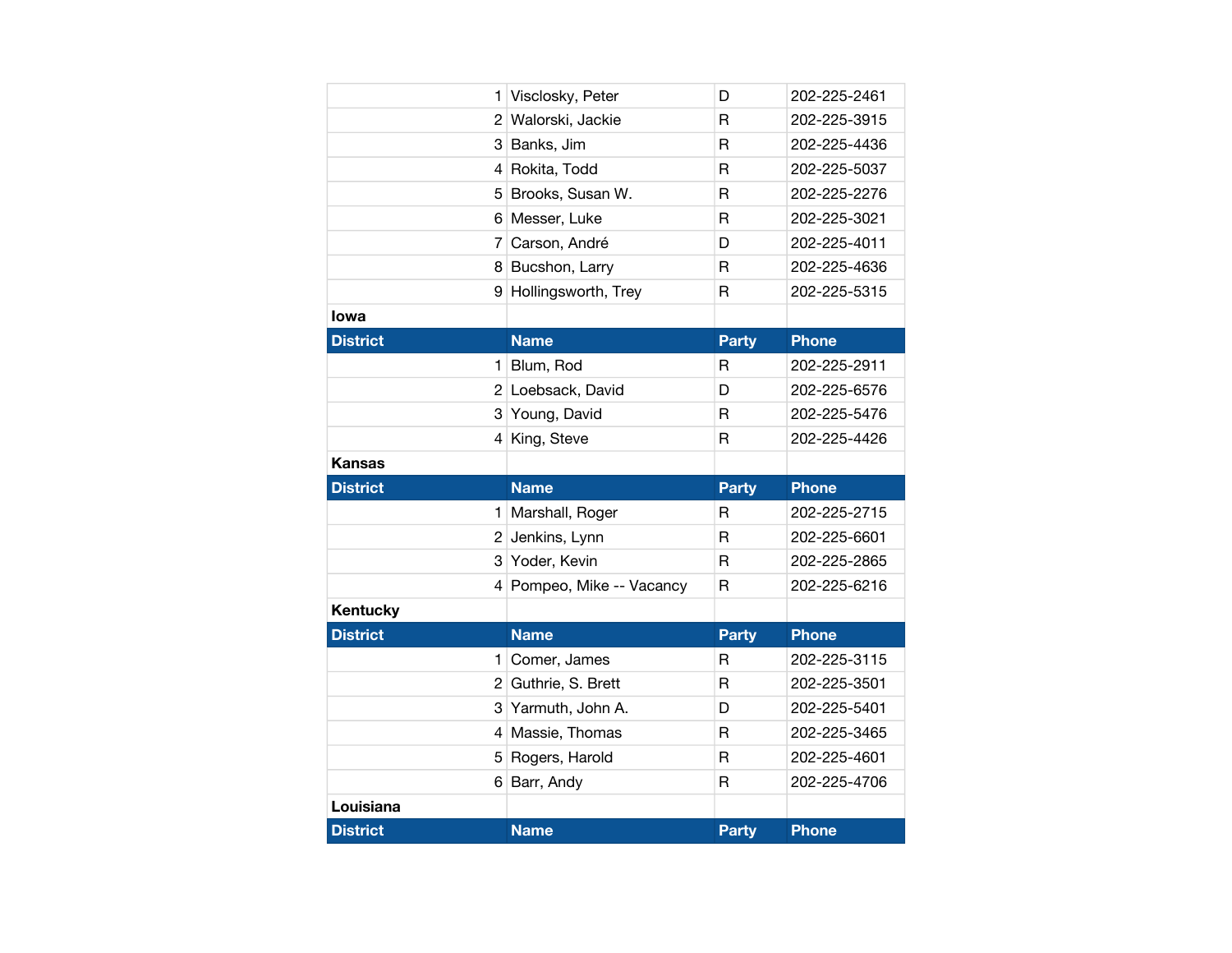| | | | |
|---|---|---|---|
| 1 | Visclosky, Peter | D | 202-225-2461 |
| 2 | Walorski, Jackie | R | 202-225-3915 |
| 3 | Banks, Jim | R | 202-225-4436 |
| 4 | Rokita, Todd | R | 202-225-5037 |
| 5 | Brooks, Susan W. | R | 202-225-2276 |
| 6 | Messer, Luke | R | 202-225-3021 |
| 7 | Carson, André | D | 202-225-4011 |
| 8 | Bucshon, Larry | R | 202-225-4636 |
| 9 | Hollingsworth, Trey | R | 202-225-5315 |

**Iowa**

| District | Name | Party | Phone |
|---|---|---|---|
| 1 | Blum, Rod | R | 202-225-2911 |
| 2 | Loebsack, David | D | 202-225-6576 |
| 3 | Young, David | R | 202-225-5476 |
| 4 | King, Steve | R | 202-225-4426 |

**Kansas**

| District | Name | Party | Phone |
|---|---|---|---|
| 1 | Marshall, Roger | R | 202-225-2715 |
| 2 | Jenkins, Lynn | R | 202-225-6601 |
| 3 | Yoder, Kevin | R | 202-225-2865 |
| 4 | Pompeo, Mike -- Vacancy | R | 202-225-6216 |

**Kentucky**

| District | Name | Party | Phone |
|---|---|---|---|
| 1 | Comer, James | R | 202-225-3115 |
| 2 | Guthrie, S. Brett | R | 202-225-3501 |
| 3 | Yarmuth, John A. | D | 202-225-5401 |
| 4 | Massie, Thomas | R | 202-225-3465 |
| 5 | Rogers, Harold | R | 202-225-4601 |
| 6 | Barr, Andy | R | 202-225-4706 |

**Louisiana**

| District | Name | Party | Phone |
|---|---|---|---|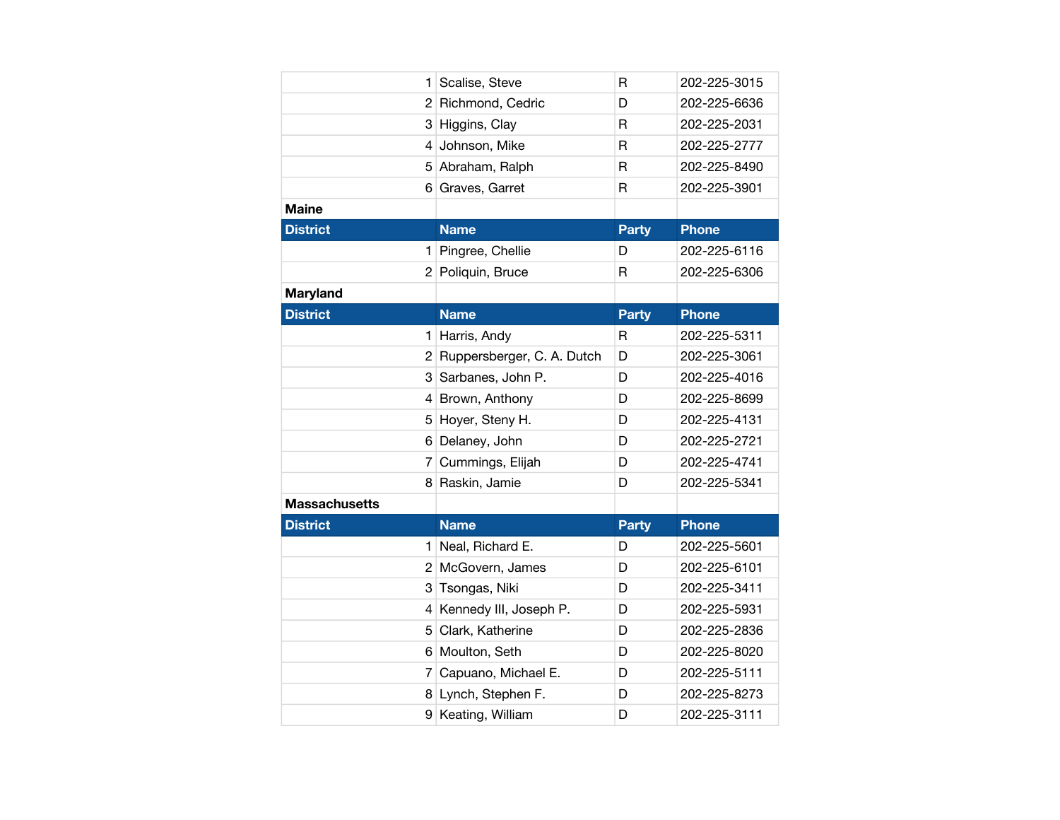| District | Name | Party | Phone |
|---|---|---|---|
| 1 | Scalise, Steve | R | 202-225-3015 |
| 2 | Richmond, Cedric | D | 202-225-6636 |
| 3 | Higgins, Clay | R | 202-225-2031 |
| 4 | Johnson, Mike | R | 202-225-2777 |
| 5 | Abraham, Ralph | R | 202-225-8490 |
| 6 | Graves, Garret | R | 202-225-3901 |

**Maine**

| District | Name | Party | Phone |
|---|---|---|---|
| 1 | Pingree, Chellie | D | 202-225-6116 |
| 2 | Poliquin, Bruce | R | 202-225-6306 |

**Maryland**

| District | Name | Party | Phone |
|---|---|---|---|
| 1 | Harris, Andy | R | 202-225-5311 |
| 2 | Ruppersberger, C. A. Dutch | D | 202-225-3061 |
| 3 | Sarbanes, John P. | D | 202-225-4016 |
| 4 | Brown, Anthony | D | 202-225-8699 |
| 5 | Hoyer, Steny H. | D | 202-225-4131 |
| 6 | Delaney, John | D | 202-225-2721 |
| 7 | Cummings, Elijah | D | 202-225-4741 |
| 8 | Raskin, Jamie | D | 202-225-5341 |

**Massachusetts**

| District | Name | Party | Phone |
|---|---|---|---|
| 1 | Neal, Richard E. | D | 202-225-5601 |
| 2 | McGovern, James | D | 202-225-6101 |
| 3 | Tsongas, Niki | D | 202-225-3411 |
| 4 | Kennedy III, Joseph P. | D | 202-225-5931 |
| 5 | Clark, Katherine | D | 202-225-2836 |
| 6 | Moulton, Seth | D | 202-225-8020 |
| 7 | Capuano, Michael E. | D | 202-225-5111 |
| 8 | Lynch, Stephen F. | D | 202-225-8273 |
| 9 | Keating, William | D | 202-225-3111 |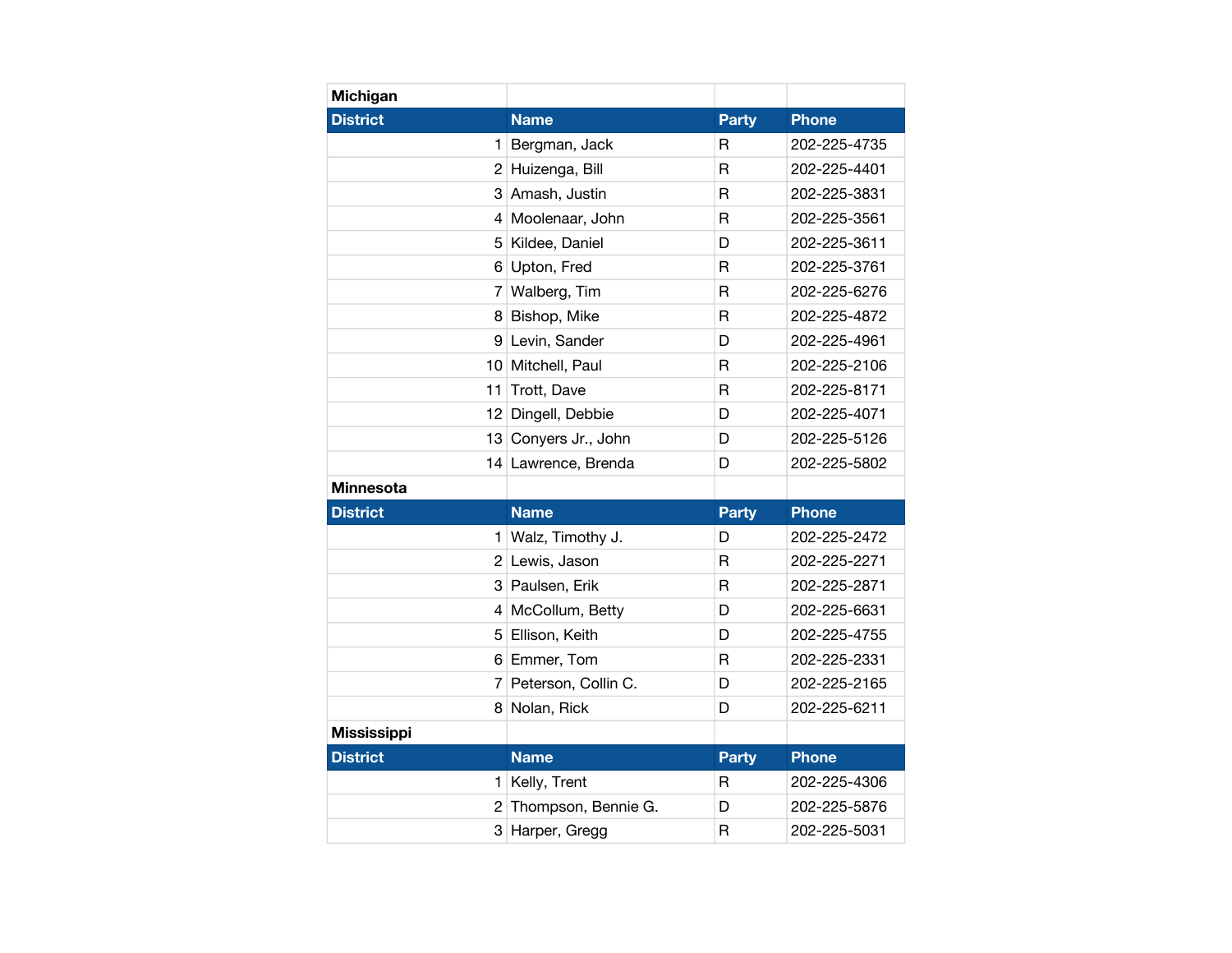**Michigan**

| District | Name | Party | Phone |
|---|---|---|---|
| 1 | Bergman, Jack | R | 202-225-4735 |
| 2 | Huizenga, Bill | R | 202-225-4401 |
| 3 | Amash, Justin | R | 202-225-3831 |
| 4 | Moolenaar, John | R | 202-225-3561 |
| 5 | Kildee, Daniel | D | 202-225-3611 |
| 6 | Upton, Fred | R | 202-225-3761 |
| 7 | Walberg, Tim | R | 202-225-6276 |
| 8 | Bishop, Mike | R | 202-225-4872 |
| 9 | Levin, Sander | D | 202-225-4961 |
| 10 | Mitchell, Paul | R | 202-225-2106 |
| 11 | Trott, Dave | R | 202-225-8171 |
| 12 | Dingell, Debbie | D | 202-225-4071 |
| 13 | Conyers Jr., John | D | 202-225-5126 |
| 14 | Lawrence, Brenda | D | 202-225-5802 |

**Minnesota**

| District | Name | Party | Phone |
|---|---|---|---|
| 1 | Walz, Timothy J. | D | 202-225-2472 |
| 2 | Lewis, Jason | R | 202-225-2271 |
| 3 | Paulsen, Erik | R | 202-225-2871 |
| 4 | McCollum, Betty | D | 202-225-6631 |
| 5 | Ellison, Keith | D | 202-225-4755 |
| 6 | Emmer, Tom | R | 202-225-2331 |
| 7 | Peterson, Collin C. | D | 202-225-2165 |
| 8 | Nolan, Rick | D | 202-225-6211 |

**Mississippi**

| District | Name | Party | Phone |
|---|---|---|---|
| 1 | Kelly, Trent | R | 202-225-4306 |
| 2 | Thompson, Bennie G. | D | 202-225-5876 |
| 3 | Harper, Gregg | R | 202-225-5031 |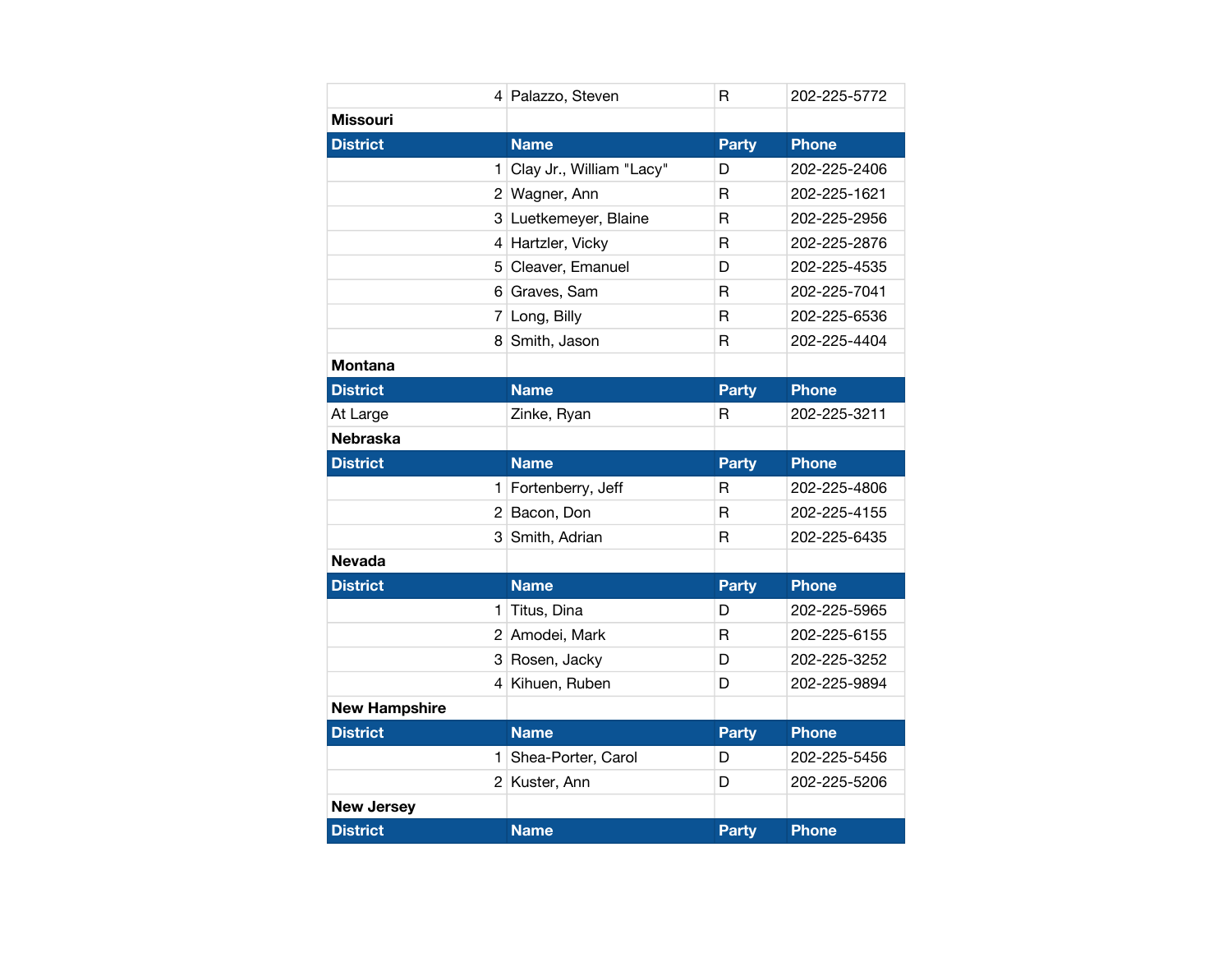| District | Name | Party | Phone |
|---|---|---|---|
| 4 | Palazzo, Steven | R | 202-225-5772 |

**Missouri**

| District | Name | Party | Phone |
|---|---|---|---|
| 1 | Clay Jr., William "Lacy" | D | 202-225-2406 |
| 2 | Wagner, Ann | R | 202-225-1621 |
| 3 | Luetkemeyer, Blaine | R | 202-225-2956 |
| 4 | Hartzler, Vicky | R | 202-225-2876 |
| 5 | Cleaver, Emanuel | D | 202-225-4535 |
| 6 | Graves, Sam | R | 202-225-7041 |
| 7 | Long, Billy | R | 202-225-6536 |
| 8 | Smith, Jason | R | 202-225-4404 |

**Montana**

| District | Name | Party | Phone |
|---|---|---|---|
| At Large | Zinke, Ryan | R | 202-225-3211 |

**Nebraska**

| District | Name | Party | Phone |
|---|---|---|---|
| 1 | Fortenberry, Jeff | R | 202-225-4806 |
| 2 | Bacon, Don | R | 202-225-4155 |
| 3 | Smith, Adrian | R | 202-225-6435 |

**Nevada**

| District | Name | Party | Phone |
|---|---|---|---|
| 1 | Titus, Dina | D | 202-225-5965 |
| 2 | Amodei, Mark | R | 202-225-6155 |
| 3 | Rosen, Jacky | D | 202-225-3252 |
| 4 | Kihuen, Ruben | D | 202-225-9894 |

**New Hampshire**

| District | Name | Party | Phone |
|---|---|---|---|
| 1 | Shea-Porter, Carol | D | 202-225-5456 |
| 2 | Kuster, Ann | D | 202-225-5206 |

**New Jersey**

| District | Name | Party | Phone |
|---|---|---|---|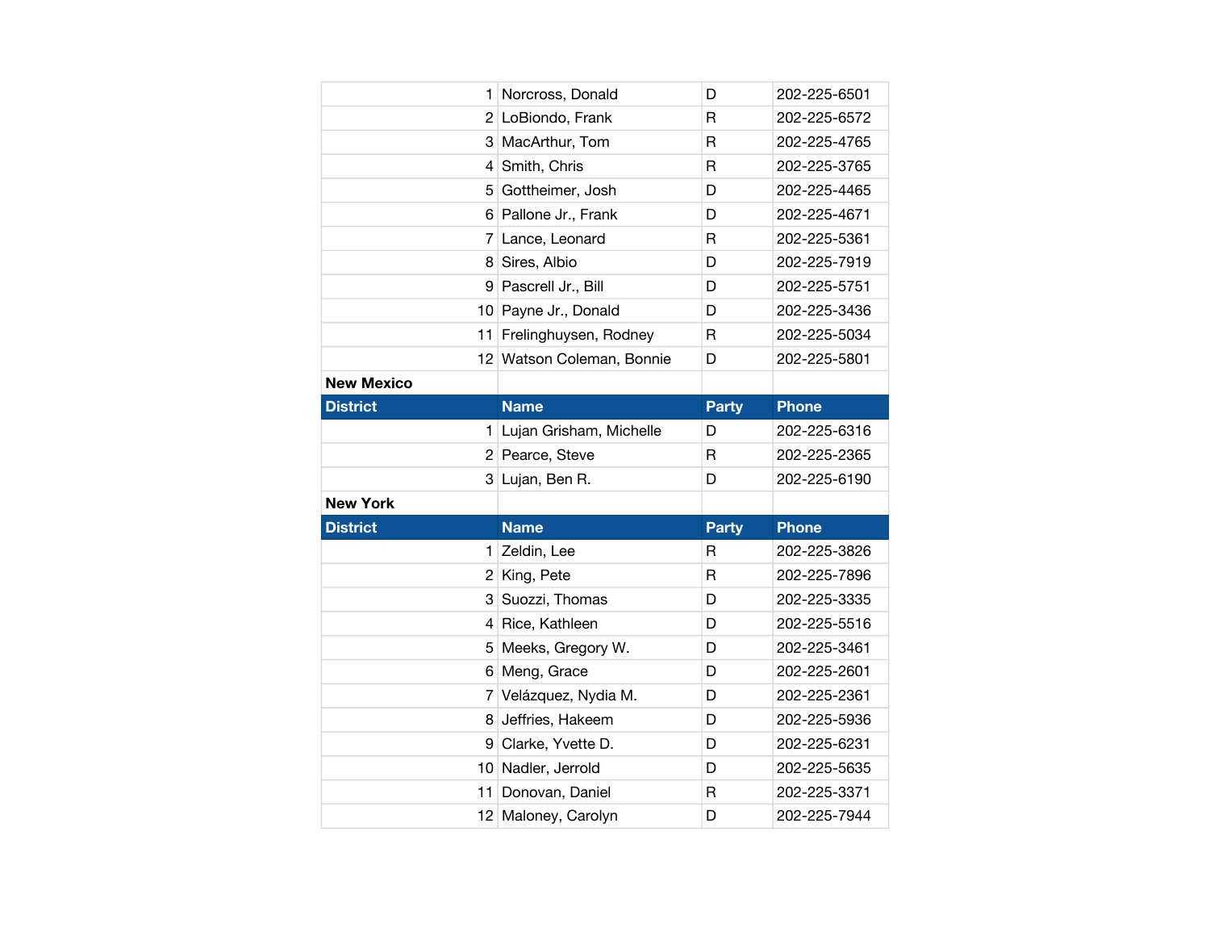| District | Name | Party | Phone |
|---|---|---|---|
| 1 | Norcross, Donald | D | 202-225-6501 |
| 2 | LoBiondo, Frank | R | 202-225-6572 |
| 3 | MacArthur, Tom | R | 202-225-4765 |
| 4 | Smith, Chris | R | 202-225-3765 |
| 5 | Gottheimer, Josh | D | 202-225-4465 |
| 6 | Pallone Jr., Frank | D | 202-225-4671 |
| 7 | Lance, Leonard | R | 202-225-5361 |
| 8 | Sires, Albio | D | 202-225-7919 |
| 9 | Pascrell Jr., Bill | D | 202-225-5751 |
| 10 | Payne Jr., Donald | D | 202-225-3436 |
| 11 | Frelinghuysen, Rodney | R | 202-225-5034 |
| 12 | Watson Coleman, Bonnie | D | 202-225-5801 |

**New Mexico**

| District | Name | Party | Phone |
|---|---|---|---|
| 1 | Lujan Grisham, Michelle | D | 202-225-6316 |
| 2 | Pearce, Steve | R | 202-225-2365 |
| 3 | Lujan, Ben R. | D | 202-225-6190 |

**New York**

| District | Name | Party | Phone |
|---|---|---|---|
| 1 | Zeldin, Lee | R | 202-225-3826 |
| 2 | King, Pete | R | 202-225-7896 |
| 3 | Suozzi, Thomas | D | 202-225-3335 |
| 4 | Rice, Kathleen | D | 202-225-5516 |
| 5 | Meeks, Gregory W. | D | 202-225-3461 |
| 6 | Meng, Grace | D | 202-225-2601 |
| 7 | Velázquez, Nydia M. | D | 202-225-2361 |
| 8 | Jeffries, Hakeem | D | 202-225-5936 |
| 9 | Clarke, Yvette D. | D | 202-225-6231 |
| 10 | Nadler, Jerrold | D | 202-225-5635 |
| 11 | Donovan, Daniel | R | 202-225-3371 |
| 12 | Maloney, Carolyn | D | 202-225-7944 |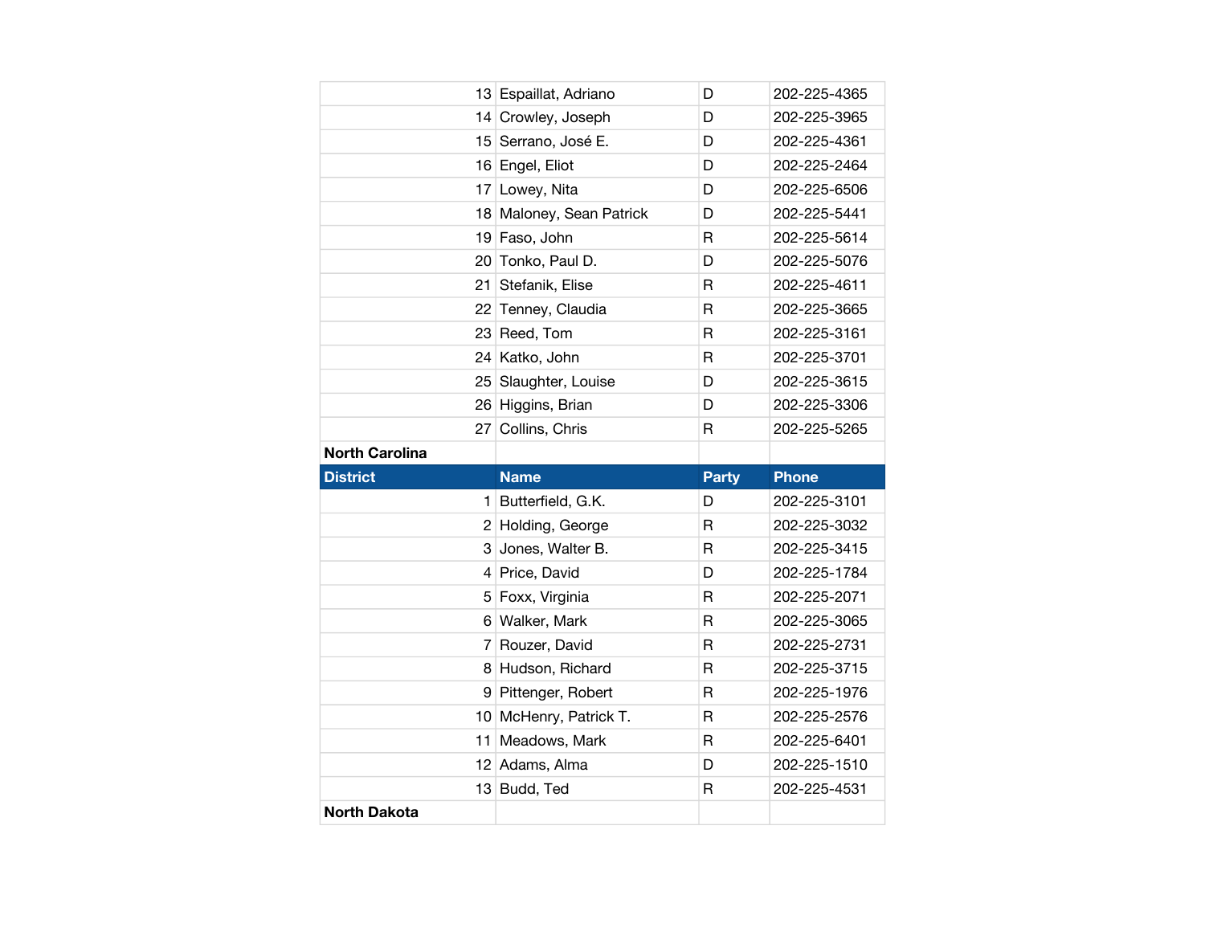| | | | |
|---|---|---|---|
| 13 | Espaillat, Adriano | D | 202-225-4365 |
| 14 | Crowley, Joseph | D | 202-225-3965 |
| 15 | Serrano, José E. | D | 202-225-4361 |
| 16 | Engel, Eliot | D | 202-225-2464 |
| 17 | Lowey, Nita | D | 202-225-6506 |
| 18 | Maloney, Sean Patrick | D | 202-225-5441 |
| 19 | Faso, John | R | 202-225-5614 |
| 20 | Tonko, Paul D. | D | 202-225-5076 |
| 21 | Stefanik, Elise | R | 202-225-4611 |
| 22 | Tenney, Claudia | R | 202-225-3665 |
| 23 | Reed, Tom | R | 202-225-3161 |
| 24 | Katko, John | R | 202-225-3701 |
| 25 | Slaughter, Louise | D | 202-225-3615 |
| 26 | Higgins, Brian | D | 202-225-3306 |
| 27 | Collins, Chris | R | 202-225-5265 |

**North Carolina**

| District | Name | Party | Phone |
|---|---|---|---|
| 1 | Butterfield, G.K. | D | 202-225-3101 |
| 2 | Holding, George | R | 202-225-3032 |
| 3 | Jones, Walter B. | R | 202-225-3415 |
| 4 | Price, David | D | 202-225-1784 |
| 5 | Foxx, Virginia | R | 202-225-2071 |
| 6 | Walker, Mark | R | 202-225-3065 |
| 7 | Rouzer, David | R | 202-225-2731 |
| 8 | Hudson, Richard | R | 202-225-3715 |
| 9 | Pittenger, Robert | R | 202-225-1976 |
| 10 | McHenry, Patrick T. | R | 202-225-2576 |
| 11 | Meadows, Mark | R | 202-225-6401 |
| 12 | Adams, Alma | D | 202-225-1510 |
| 13 | Budd, Ted | R | 202-225-4531 |

**North Dakota**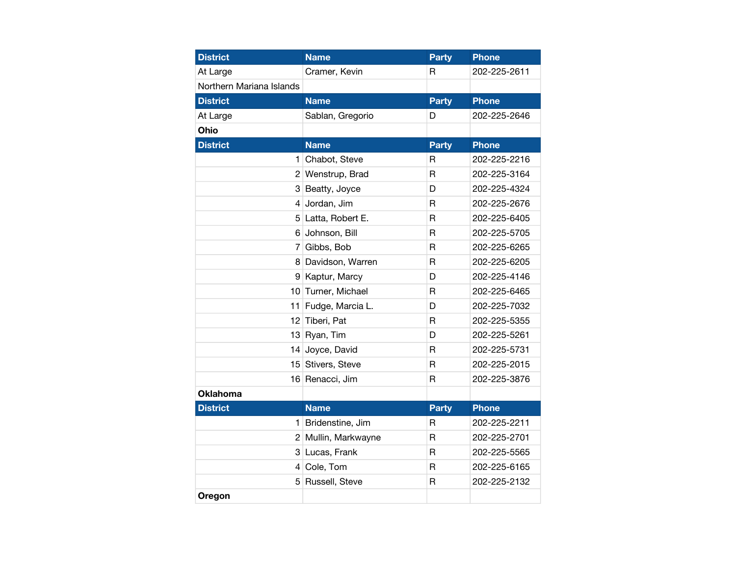| District | Name | Party | Phone |
|---|---|---|---|
| At Large | Cramer, Kevin | R | 202-225-2611 |

**Northern Mariana Islands**

| District | Name | Party | Phone |
|---|---|---|---|
| At Large | Sablan, Gregorio | D | 202-225-2646 |

**Ohio**

| District | Name | Party | Phone |
|---|---|---|---|
| 1 | Chabot, Steve | R | 202-225-2216 |
| 2 | Wenstrup, Brad | R | 202-225-3164 |
| 3 | Beatty, Joyce | D | 202-225-4324 |
| 4 | Jordan, Jim | R | 202-225-2676 |
| 5 | Latta, Robert E. | R | 202-225-6405 |
| 6 | Johnson, Bill | R | 202-225-5705 |
| 7 | Gibbs, Bob | R | 202-225-6265 |
| 8 | Davidson, Warren | R | 202-225-6205 |
| 9 | Kaptur, Marcy | D | 202-225-4146 |
| 10 | Turner, Michael | R | 202-225-6465 |
| 11 | Fudge, Marcia L. | D | 202-225-7032 |
| 12 | Tiberi, Pat | R | 202-225-5355 |
| 13 | Ryan, Tim | D | 202-225-5261 |
| 14 | Joyce, David | R | 202-225-5731 |
| 15 | Stivers, Steve | R | 202-225-2015 |
| 16 | Renacci, Jim | R | 202-225-3876 |

**Oklahoma**

| District | Name | Party | Phone |
|---|---|---|---|
| 1 | Bridenstine, Jim | R | 202-225-2211 |
| 2 | Mullin, Markwayne | R | 202-225-2701 |
| 3 | Lucas, Frank | R | 202-225-5565 |
| 4 | Cole, Tom | R | 202-225-6165 |
| 5 | Russell, Steve | R | 202-225-2132 |

**Oregon**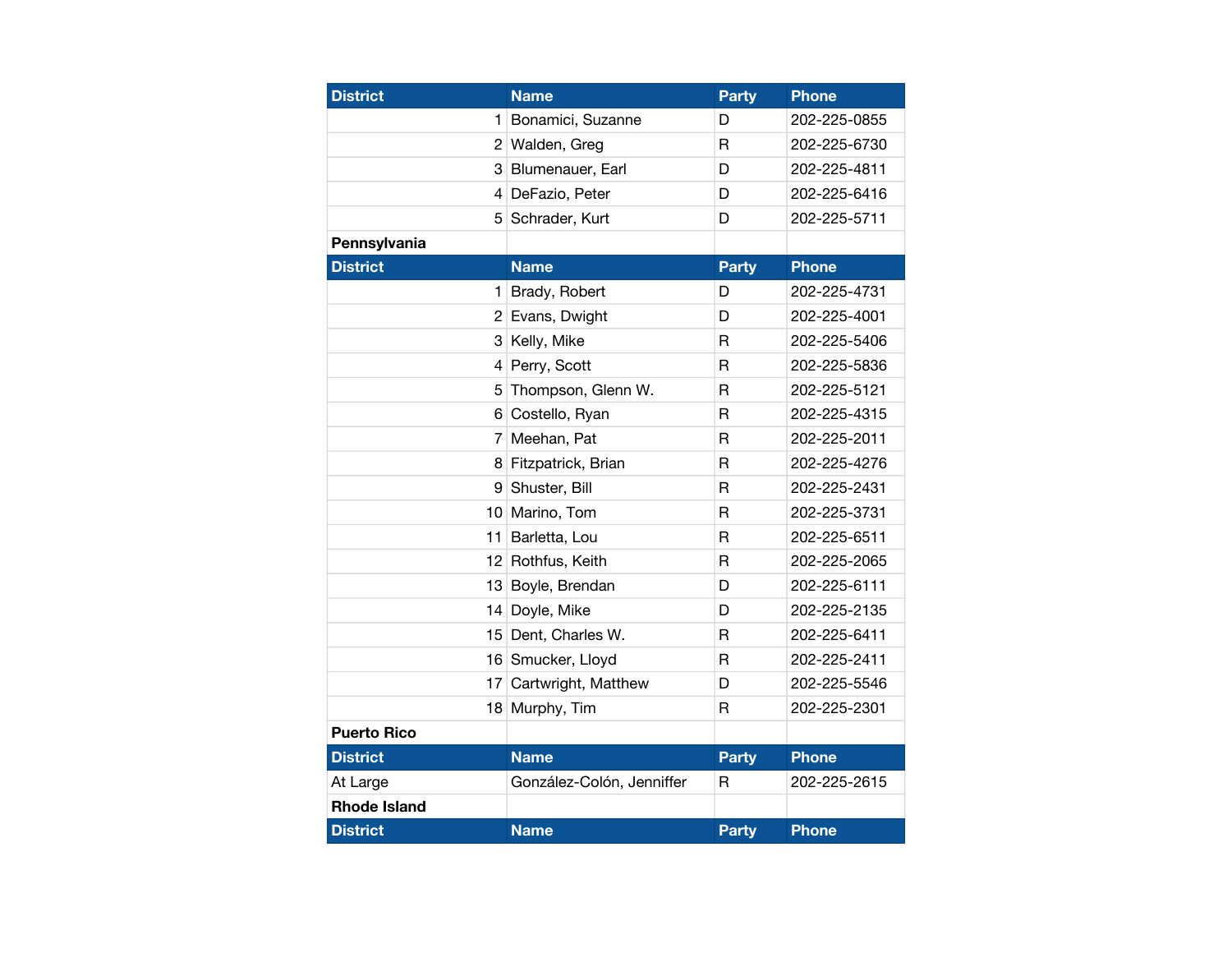| District | Name | Party | Phone |
|---|---|---|---|
| 1 | Bonamici, Suzanne | D | 202-225-0855 |
| 2 | Walden, Greg | R | 202-225-6730 |
| 3 | Blumenauer, Earl | D | 202-225-4811 |
| 4 | DeFazio, Peter | D | 202-225-6416 |
| 5 | Schrader, Kurt | D | 202-225-5711 |

**Pennsylvania**

| District | Name | Party | Phone |
|---|---|---|---|
| 1 | Brady, Robert | D | 202-225-4731 |
| 2 | Evans, Dwight | D | 202-225-4001 |
| 3 | Kelly, Mike | R | 202-225-5406 |
| 4 | Perry, Scott | R | 202-225-5836 |
| 5 | Thompson, Glenn W. | R | 202-225-5121 |
| 6 | Costello, Ryan | R | 202-225-4315 |
| 7 | Meehan, Pat | R | 202-225-2011 |
| 8 | Fitzpatrick, Brian | R | 202-225-4276 |
| 9 | Shuster, Bill | R | 202-225-2431 |
| 10 | Marino, Tom | R | 202-225-3731 |
| 11 | Barletta, Lou | R | 202-225-6511 |
| 12 | Rothfus, Keith | R | 202-225-2065 |
| 13 | Boyle, Brendan | D | 202-225-6111 |
| 14 | Doyle, Mike | D | 202-225-2135 |
| 15 | Dent, Charles W. | R | 202-225-6411 |
| 16 | Smucker, Lloyd | R | 202-225-2411 |
| 17 | Cartwright, Matthew | D | 202-225-5546 |
| 18 | Murphy, Tim | R | 202-225-2301 |

**Puerto Rico**

| District | Name | Party | Phone |
|---|---|---|---|
| At Large | González-Colón, Jenniffer | R | 202-225-2615 |

**Rhode Island**

| District | Name | Party | Phone |
|---|---|---|---|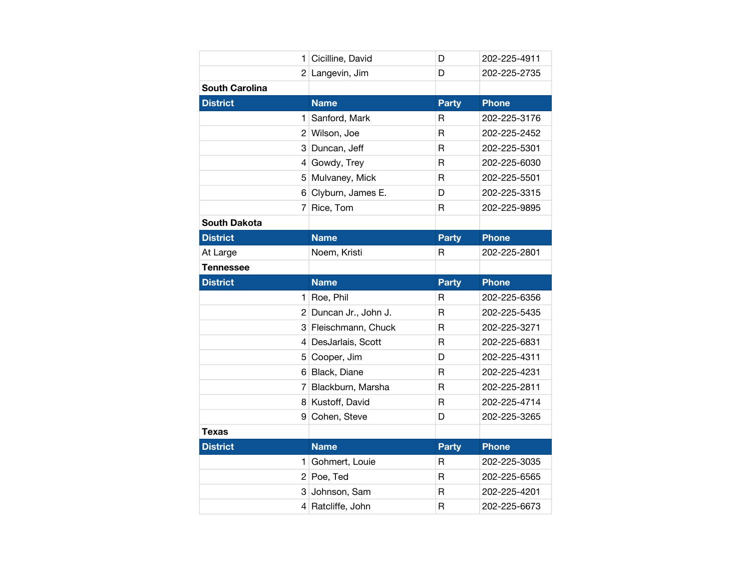| District | Name | Party | Phone |
|---|---|---|---|
| 1 | Cicilline, David | D | 202-225-4911 |
| 2 | Langevin, Jim | D | 202-225-2735 |

**South Carolina**

| District | Name | Party | Phone |
|---|---|---|---|
| 1 | Sanford, Mark | R | 202-225-3176 |
| 2 | Wilson, Joe | R | 202-225-2452 |
| 3 | Duncan, Jeff | R | 202-225-5301 |
| 4 | Gowdy, Trey | R | 202-225-6030 |
| 5 | Mulvaney, Mick | R | 202-225-5501 |
| 6 | Clyburn, James E. | D | 202-225-3315 |
| 7 | Rice, Tom | R | 202-225-9895 |

**South Dakota**

| District | Name | Party | Phone |
|---|---|---|---|
| At Large | Noem, Kristi | R | 202-225-2801 |

**Tennessee**

| District | Name | Party | Phone |
|---|---|---|---|
| 1 | Roe, Phil | R | 202-225-6356 |
| 2 | Duncan Jr., John J. | R | 202-225-5435 |
| 3 | Fleischmann, Chuck | R | 202-225-3271 |
| 4 | DesJarlais, Scott | R | 202-225-6831 |
| 5 | Cooper, Jim | D | 202-225-4311 |
| 6 | Black, Diane | R | 202-225-4231 |
| 7 | Blackburn, Marsha | R | 202-225-2811 |
| 8 | Kustoff, David | R | 202-225-4714 |
| 9 | Cohen, Steve | D | 202-225-3265 |

**Texas**

| District | Name | Party | Phone |
|---|---|---|---|
| 1 | Gohmert, Louie | R | 202-225-3035 |
| 2 | Poe, Ted | R | 202-225-6565 |
| 3 | Johnson, Sam | R | 202-225-4201 |
| 4 | Ratcliffe, John | R | 202-225-6673 |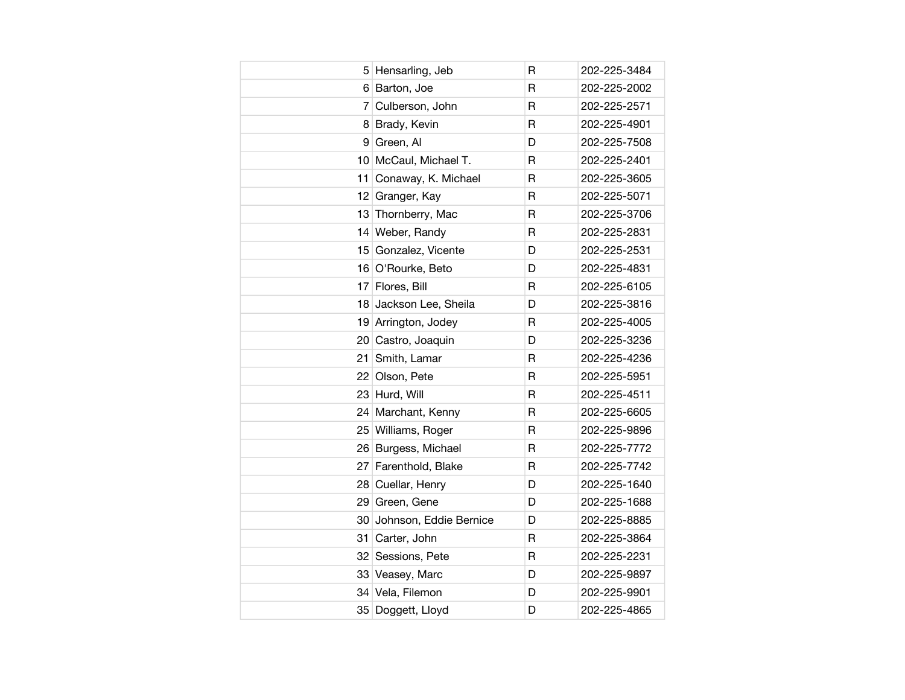| | | | |
|---|---|---|---|
| 5 | Hensarling, Jeb | R | 202-225-3484 |
| 6 | Barton, Joe | R | 202-225-2002 |
| 7 | Culberson, John | R | 202-225-2571 |
| 8 | Brady, Kevin | R | 202-225-4901 |
| 9 | Green, Al | D | 202-225-7508 |
| 10 | McCaul, Michael T. | R | 202-225-2401 |
| 11 | Conaway, K. Michael | R | 202-225-3605 |
| 12 | Granger, Kay | R | 202-225-5071 |
| 13 | Thornberry, Mac | R | 202-225-3706 |
| 14 | Weber, Randy | R | 202-225-2831 |
| 15 | Gonzalez, Vicente | D | 202-225-2531 |
| 16 | O'Rourke, Beto | D | 202-225-4831 |
| 17 | Flores, Bill | R | 202-225-6105 |
| 18 | Jackson Lee, Sheila | D | 202-225-3816 |
| 19 | Arrington, Jodey | R | 202-225-4005 |
| 20 | Castro, Joaquin | D | 202-225-3236 |
| 21 | Smith, Lamar | R | 202-225-4236 |
| 22 | Olson, Pete | R | 202-225-5951 |
| 23 | Hurd, Will | R | 202-225-4511 |
| 24 | Marchant, Kenny | R | 202-225-6605 |
| 25 | Williams, Roger | R | 202-225-9896 |
| 26 | Burgess, Michael | R | 202-225-7772 |
| 27 | Farenthold, Blake | R | 202-225-7742 |
| 28 | Cuellar, Henry | D | 202-225-1640 |
| 29 | Green, Gene | D | 202-225-1688 |
| 30 | Johnson, Eddie Bernice | D | 202-225-8885 |
| 31 | Carter, John | R | 202-225-3864 |
| 32 | Sessions, Pete | R | 202-225-2231 |
| 33 | Veasey, Marc | D | 202-225-9897 |
| 34 | Vela, Filemon | D | 202-225-9901 |
| 35 | Doggett, Lloyd | D | 202-225-4865 |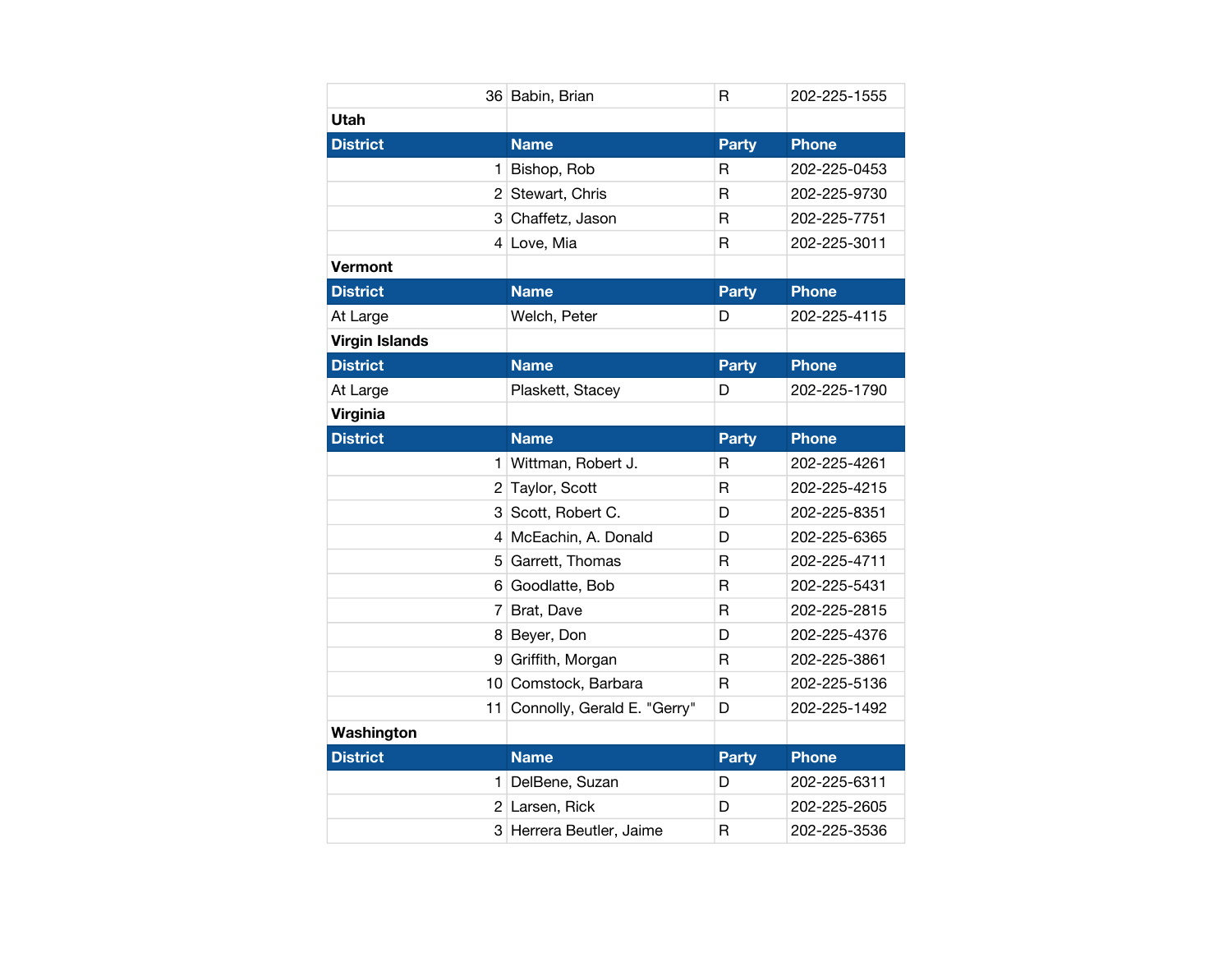| | | | |
|---|---|---|---|
| 36 | Babin, Brian | R | 202-225-1555 |

**Utah**

| District | Name | Party | Phone |
|---|---|---|---|
| 1 | Bishop, Rob | R | 202-225-0453 |
| 2 | Stewart, Chris | R | 202-225-9730 |
| 3 | Chaffetz, Jason | R | 202-225-7751 |
| 4 | Love, Mia | R | 202-225-3011 |

**Vermont**

| District | Name | Party | Phone |
|---|---|---|---|
| At Large | Welch, Peter | D | 202-225-4115 |

**Virgin Islands**

| District | Name | Party | Phone |
|---|---|---|---|
| At Large | Plaskett, Stacey | D | 202-225-1790 |

**Virginia**

| District | Name | Party | Phone |
|---|---|---|---|
| 1 | Wittman, Robert J. | R | 202-225-4261 |
| 2 | Taylor, Scott | R | 202-225-4215 |
| 3 | Scott, Robert C. | D | 202-225-8351 |
| 4 | McEachin, A. Donald | D | 202-225-6365 |
| 5 | Garrett, Thomas | R | 202-225-4711 |
| 6 | Goodlatte, Bob | R | 202-225-5431 |
| 7 | Brat, Dave | R | 202-225-2815 |
| 8 | Beyer, Don | D | 202-225-4376 |
| 9 | Griffith, Morgan | R | 202-225-3861 |
| 10 | Comstock, Barbara | R | 202-225-5136 |
| 11 | Connolly, Gerald E. "Gerry" | D | 202-225-1492 |

**Washington**

| District | Name | Party | Phone |
|---|---|---|---|
| 1 | DelBene, Suzan | D | 202-225-6311 |
| 2 | Larsen, Rick | D | 202-225-2605 |
| 3 | Herrera Beutler, Jaime | R | 202-225-3536 |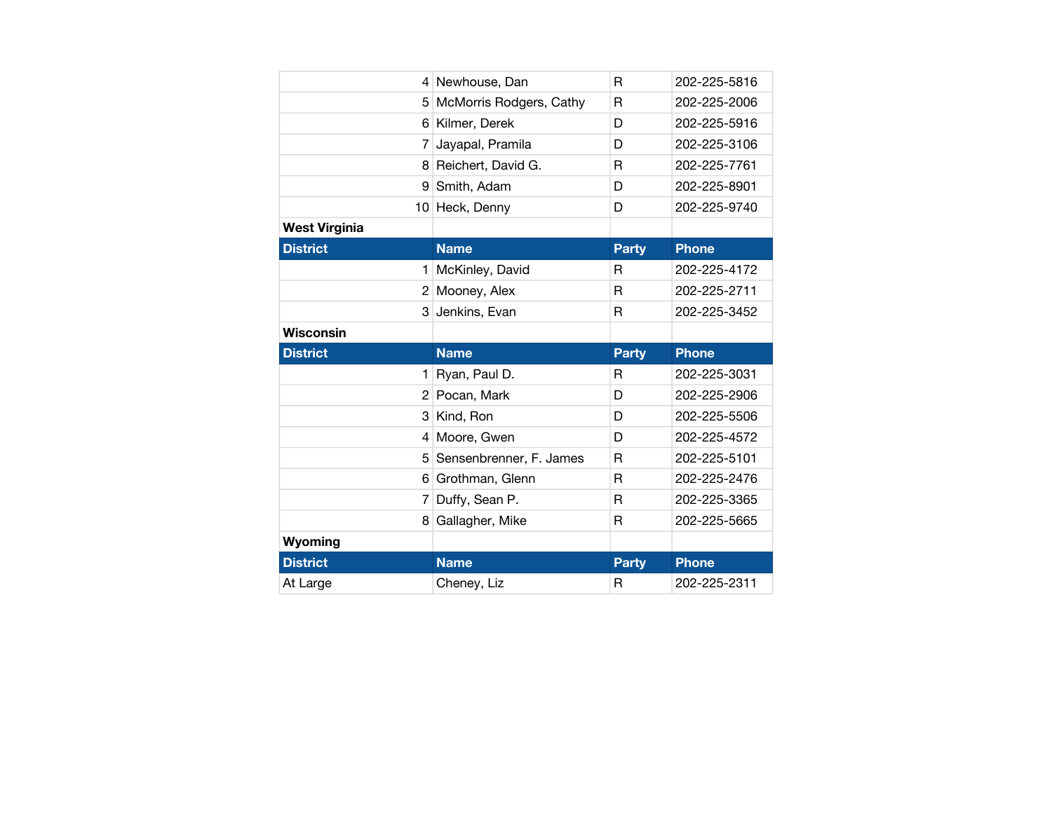| | | | |
|---|---|---|---|
| 4 | Newhouse, Dan | R | 202-225-5816 |
| 5 | McMorris Rodgers, Cathy | R | 202-225-2006 |
| 6 | Kilmer, Derek | D | 202-225-5916 |
| 7 | Jayapal, Pramila | D | 202-225-3106 |
| 8 | Reichert, David G. | R | 202-225-7761 |
| 9 | Smith, Adam | D | 202-225-8901 |
| 10 | Heck, Denny | D | 202-225-9740 |
| **West Virginia** | | | |
| **District** | **Name** | **Party** | **Phone** |
| 1 | McKinley, David | R | 202-225-4172 |
| 2 | Mooney, Alex | R | 202-225-2711 |
| 3 | Jenkins, Evan | R | 202-225-3452 |
| **Wisconsin** | | | |
| **District** | **Name** | **Party** | **Phone** |
| 1 | Ryan, Paul D. | R | 202-225-3031 |
| 2 | Pocan, Mark | D | 202-225-2906 |
| 3 | Kind, Ron | D | 202-225-5506 |
| 4 | Moore, Gwen | D | 202-225-4572 |
| 5 | Sensenbrenner, F. James | R | 202-225-5101 |
| 6 | Grothman, Glenn | R | 202-225-2476 |
| 7 | Duffy, Sean P. | R | 202-225-3365 |
| 8 | Gallagher, Mike | R | 202-225-5665 |
| **Wyoming** | | | |
| **District** | **Name** | **Party** | **Phone** |
| At Large | Cheney, Liz | R | 202-225-2311 |